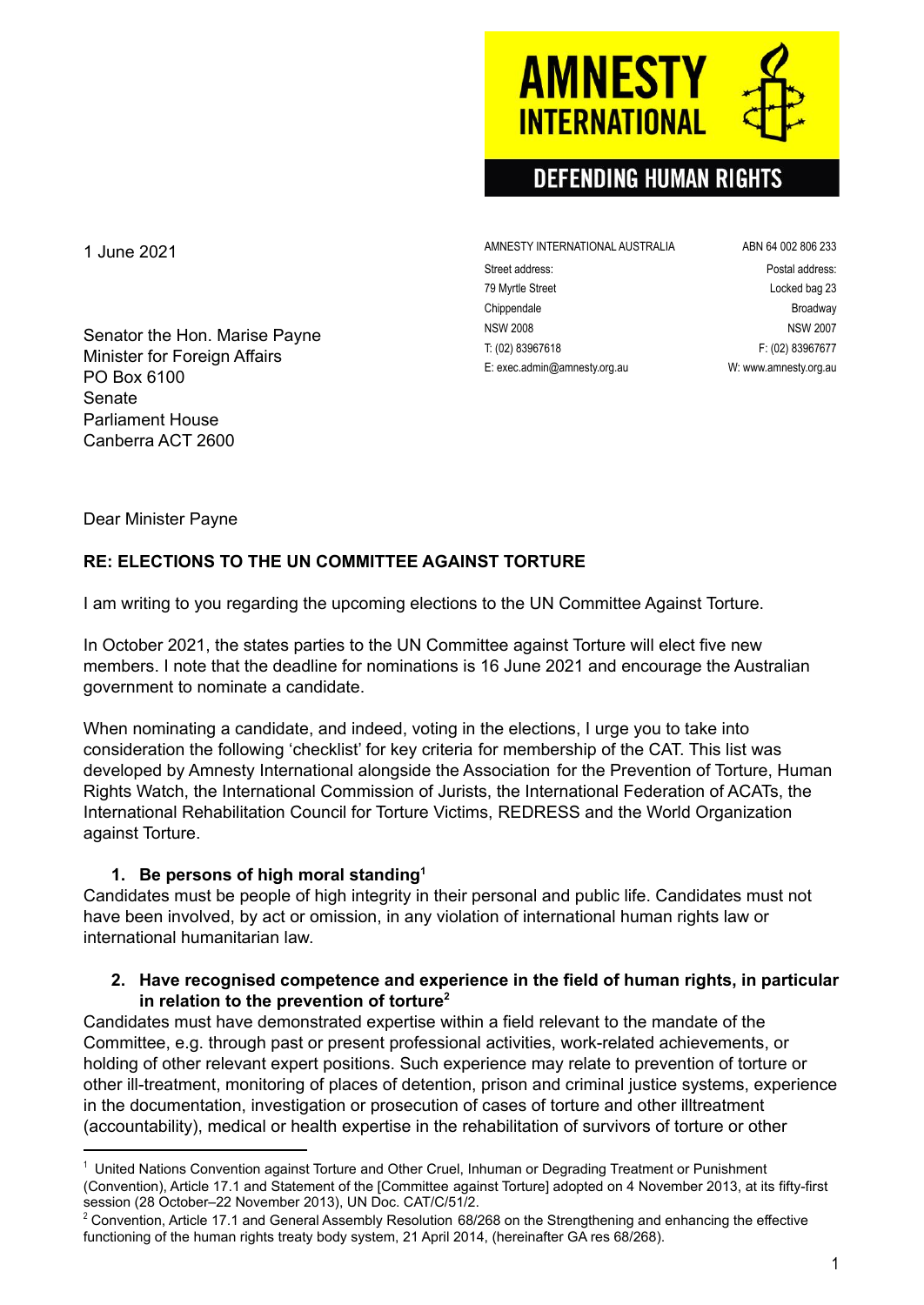AMNESTY INTERNATIONAL

DEFENDING HUMAN RIGHTS

AMNESTY INTERNATIONAL AUSTRALIA ABN 64 002 806 233

Street address:
79 Myrtle Street
Chippendale
NSW 2008
T: (02) 83967618
E: exec.admin@amnesty.org.au

Postal address:
Locked bag 23
Broadway
NSW 2007
F: (02) 83967677
W: www.amnesty.org.au

1 June 2021

Senator the Hon. Marise Payne
Minister for Foreign Affairs
PO Box 6100
Senate
Parliament House
Canberra ACT 2600

Dear Minister Payne

**RE: ELECTIONS TO THE UN COMMITTEE AGAINST TORTURE**

I am writing to you regarding the upcoming elections to the UN Committee Against Torture.

In October 2021, the states parties to the UN Committee against Torture will elect five new members. I note that the deadline for nominations is 16 June 2021 and encourage the Australian government to nominate a candidate.

When nominating a candidate, and indeed, voting in the elections, I urge you to take into consideration the following 'checklist' for key criteria for membership of the CAT. This list was developed by Amnesty International alongside the Association for the Prevention of Torture, Human Rights Watch, the International Commission of Jurists, the International Federation of ACATs, the International Rehabilitation Council for Torture Victims, REDRESS and the World Organization against Torture.

1. **Be persons of high moral standing**[1]

Candidates must be people of high integrity in their personal and public life. Candidates must not have been involved, by act or omission, in any violation of international human rights law or international humanitarian law.

2. **Have recognised competence and experience in the field of human rights, in particular in relation to the prevention of torture**[2]

Candidates must have demonstrated expertise within a field relevant to the mandate of the Committee, e.g. through past or present professional activities, work-related achievements, or holding of other relevant expert positions. Such experience may relate to prevention of torture or other ill-treatment, monitoring of places of detention, prison and criminal justice systems, experience in the documentation, investigation or prosecution of cases of torture and other illtreatment (accountability), medical or health expertise in the rehabilitation of survivors of torture or other

---

[1] United Nations Convention against Torture and Other Cruel, Inhuman or Degrading Treatment or Punishment (Convention), Article 17.1 and Statement of the [Committee against Torture] adopted on 4 November 2013, at its fifty-first session (28 October–22 November 2013), UN Doc. CAT/C/51/2.

[2] Convention, Article 17.1 and General Assembly Resolution 68/268 on the Strengthening and enhancing the effective functioning of the human rights treaty body system, 21 April 2014, (hereinafter GA res 68/268).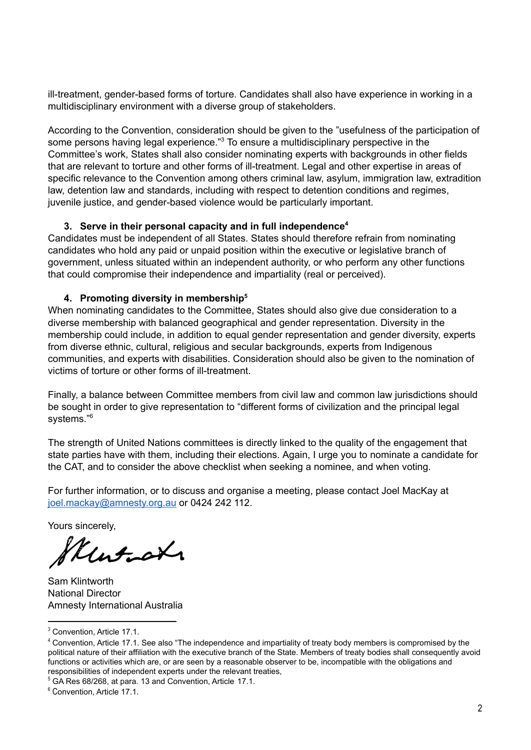ill-treatment, gender-based forms of torture. Candidates shall also have experience in working in a multidisciplinary environment with a diverse group of stakeholders.

According to the Convention, consideration should be given to the "usefulness of the participation of some persons having legal experience."[3] To ensure a multidisciplinary perspective in the Committee's work, States shall also consider nominating experts with backgrounds in other fields that are relevant to torture and other forms of ill-treatment. Legal and other expertise in areas of specific relevance to the Convention among others criminal law, asylum, immigration law, extradition law, detention law and standards, including with respect to detention conditions and regimes, juvenile justice, and gender-based violence would be particularly important.

3. **Serve in their personal capacity and in full independence**[4]

Candidates must be independent of all States. States should therefore refrain from nominating candidates who hold any paid or unpaid position within the executive or legislative branch of government, unless situated within an independent authority, or who perform any other functions that could compromise their independence and impartiality (real or perceived).

4. **Promoting diversity in membership**[5]

When nominating candidates to the Committee, States should also give due consideration to a diverse membership with balanced geographical and gender representation. Diversity in the membership could include, in addition to equal gender representation and gender diversity, experts from diverse ethnic, cultural, religious and secular backgrounds, experts from Indigenous communities, and experts with disabilities. Consideration should also be given to the nomination of victims of torture or other forms of ill-treatment.

Finally, a balance between Committee members from civil law and common law jurisdictions should be sought in order to give representation to "different forms of civilization and the principal legal systems."[6]

The strength of United Nations committees is directly linked to the quality of the engagement that state parties have with them, including their elections. Again, I urge you to nominate a candidate for the CAT, and to consider the above checklist when seeking a nominee, and when voting.

For further information, or to discuss and organise a meeting, please contact Joel MacKay at joel.mackay@amnesty.org.au or 0424 242 112.

Yours sincerely,

Sam Klintworth
National Director
Amnesty International Australia

---

[3] Convention, Article 17.1.

[4] Convention, Article 17.1. See also "The independence and impartiality of treaty body members is compromised by the political nature of their affiliation with the executive branch of the State. Members of treaty bodies shall consequently avoid functions or activities which are, or are seen by a reasonable observer to be, incompatible with the obligations and responsibilities of independent experts under the relevant treaties,

[5] GA Res 68/268, at para. 13 and Convention, Article 17.1.

[6] Convention, Article 17.1.